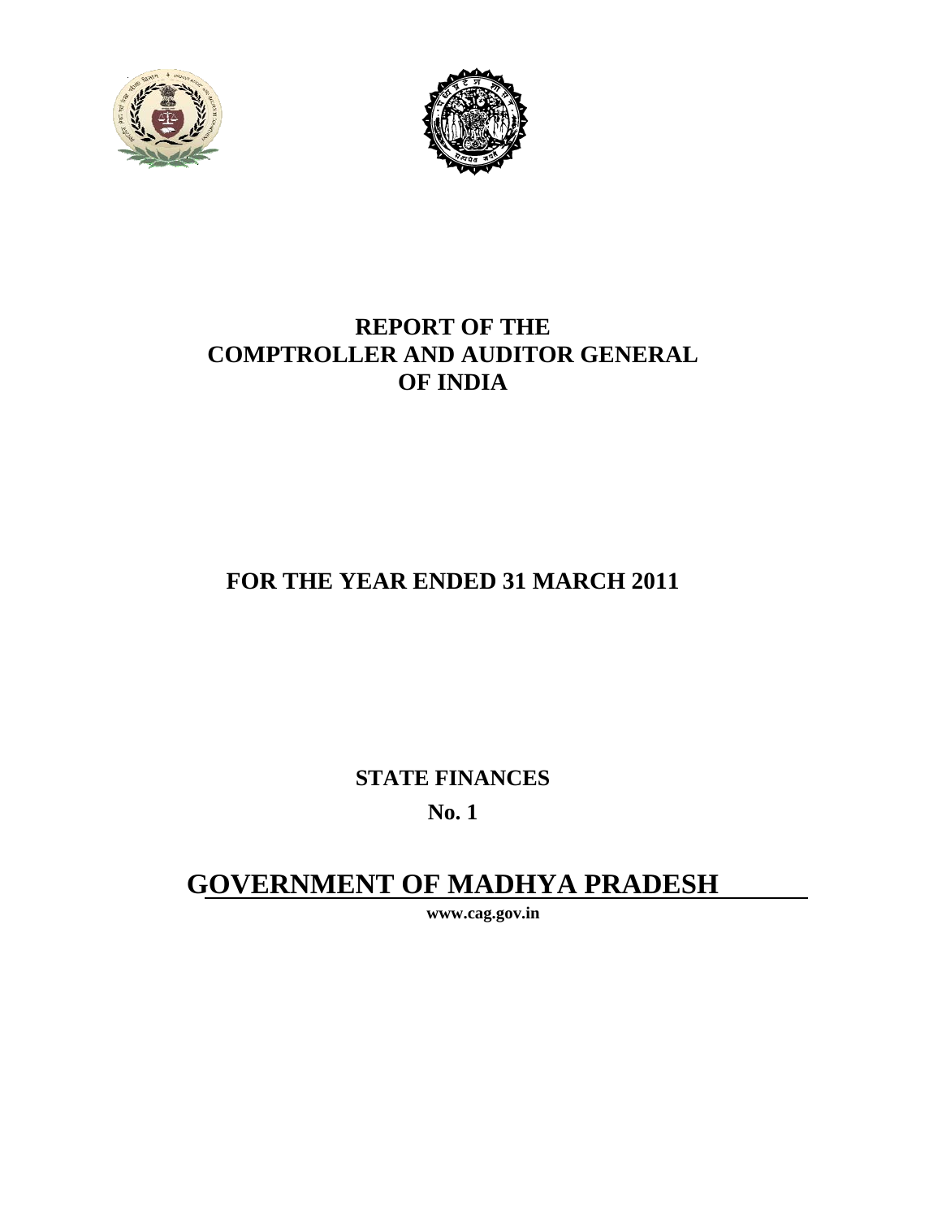# REPORT OF THE COMPTROLLER AND AUDITOR GENERAL OF INDIA

## FOR THE YEAR ENDED 31 MARCH 2011

## STATE FINANCES

## No. 1

# GOVERNMENT OF MADHYA PRADESH

**www.cag.gov.in**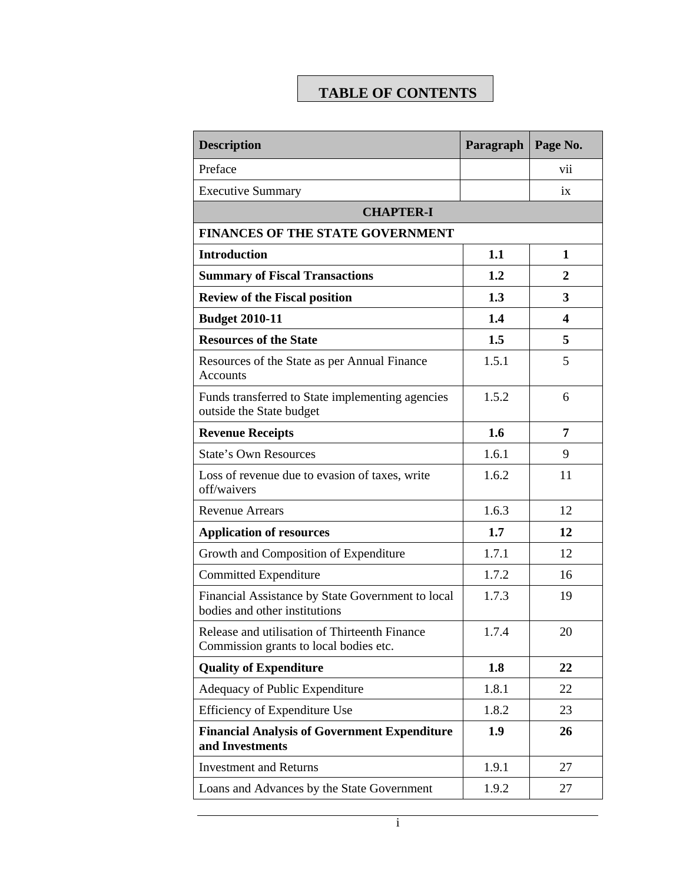# TABLE OF CONTENTS

| Description | Paragraph | Page No. |
|---|---|---|
| Preface | | vii |
| Executive Summary | | ix |
| **CHAPTER-I** | | |
| **FINANCES OF THE STATE GOVERNMENT** | | |
| **Introduction** | **1.1** | **1** |
| **Summary of Fiscal Transactions** | **1.2** | **2** |
| **Review of the Fiscal position** | **1.3** | **3** |
| **Budget 2010-11** | **1.4** | **4** |
| **Resources of the State** | **1.5** | **5** |
| Resources of the State as per Annual Finance Accounts | 1.5.1 | 5 |
| Funds transferred to State implementing agencies outside the State budget | 1.5.2 | 6 |
| **Revenue Receipts** | **1.6** | **7** |
| State's Own Resources | 1.6.1 | 9 |
| Loss of revenue due to evasion of taxes, write off/waivers | 1.6.2 | 11 |
| Revenue Arrears | 1.6.3 | 12 |
| **Application of resources** | **1.7** | **12** |
| Growth and Composition of Expenditure | 1.7.1 | 12 |
| Committed Expenditure | 1.7.2 | 16 |
| Financial Assistance by State Government to local bodies and other institutions | 1.7.3 | 19 |
| Release and utilisation of Thirteenth Finance Commission grants to local bodies etc. | 1.7.4 | 20 |
| **Quality of Expenditure** | **1.8** | **22** |
| Adequacy of Public Expenditure | 1.8.1 | 22 |
| Efficiency of Expenditure Use | 1.8.2 | 23 |
| **Financial Analysis of Government Expenditure and Investments** | **1.9** | **26** |
| Investment and Returns | 1.9.1 | 27 |
| Loans and Advances by the State Government | 1.9.2 | 27 |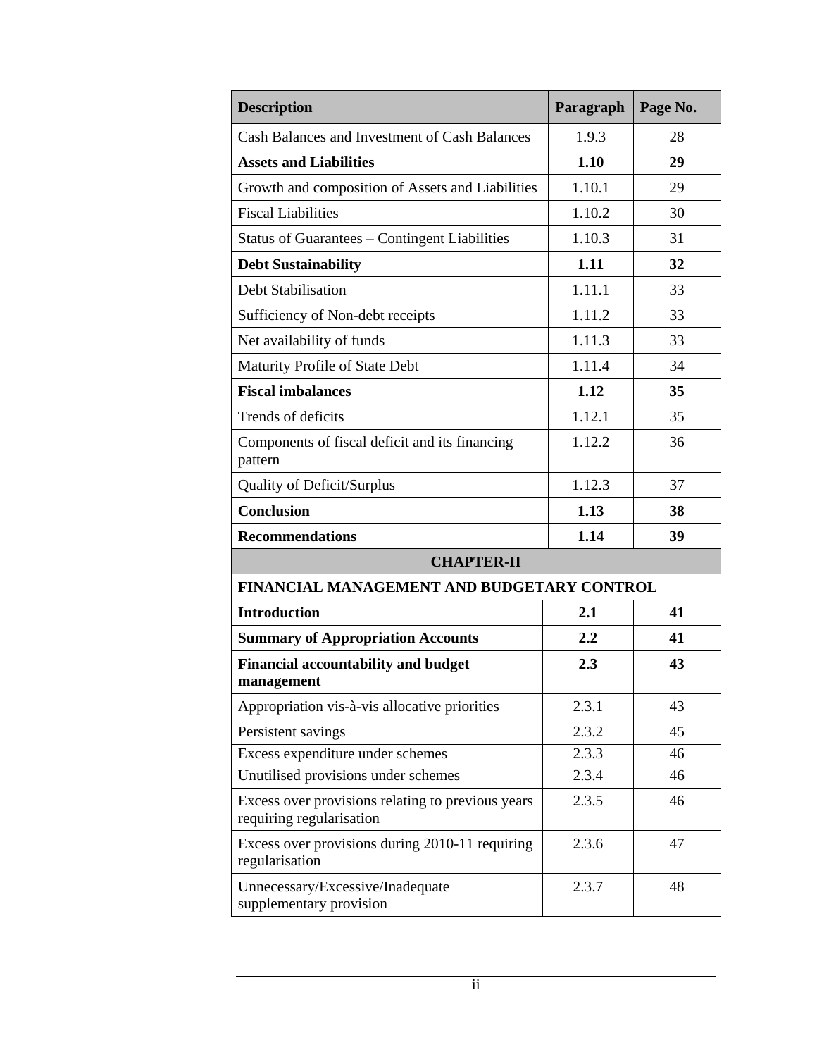| Description | Paragraph | Page No. |
|---|---|---|
| Cash Balances and Investment of Cash Balances | 1.9.3 | 28 |
| **Assets and Liabilities** | **1.10** | **29** |
| Growth and composition of Assets and Liabilities | 1.10.1 | 29 |
| Fiscal Liabilities | 1.10.2 | 30 |
| Status of Guarantees – Contingent Liabilities | 1.10.3 | 31 |
| **Debt Sustainability** | **1.11** | **32** |
| Debt Stabilisation | 1.11.1 | 33 |
| Sufficiency of Non-debt receipts | 1.11.2 | 33 |
| Net availability of funds | 1.11.3 | 33 |
| Maturity Profile of State Debt | 1.11.4 | 34 |
| **Fiscal imbalances** | **1.12** | **35** |
| Trends of deficits | 1.12.1 | 35 |
| Components of fiscal deficit and its financing pattern | 1.12.2 | 36 |
| Quality of Deficit/Surplus | 1.12.3 | 37 |
| **Conclusion** | **1.13** | **38** |
| **Recommendations** | **1.14** | **39** |
| **CHAPTER-II** | | |
| **FINANCIAL MANAGEMENT AND BUDGETARY CONTROL** | | |
| **Introduction** | **2.1** | **41** |
| **Summary of Appropriation Accounts** | **2.2** | **41** |
| **Financial accountability and budget management** | **2.3** | **43** |
| Appropriation vis-à-vis allocative priorities | 2.3.1 | 43 |
| Persistent savings | 2.3.2 | 45 |
| Excess expenditure under schemes | 2.3.3 | 46 |
| Unutilised provisions under schemes | 2.3.4 | 46 |
| Excess over provisions relating to previous years requiring regularisation | 2.3.5 | 46 |
| Excess over provisions during 2010-11 requiring regularisation | 2.3.6 | 47 |
| Unnecessary/Excessive/Inadequate supplementary provision | 2.3.7 | 48 |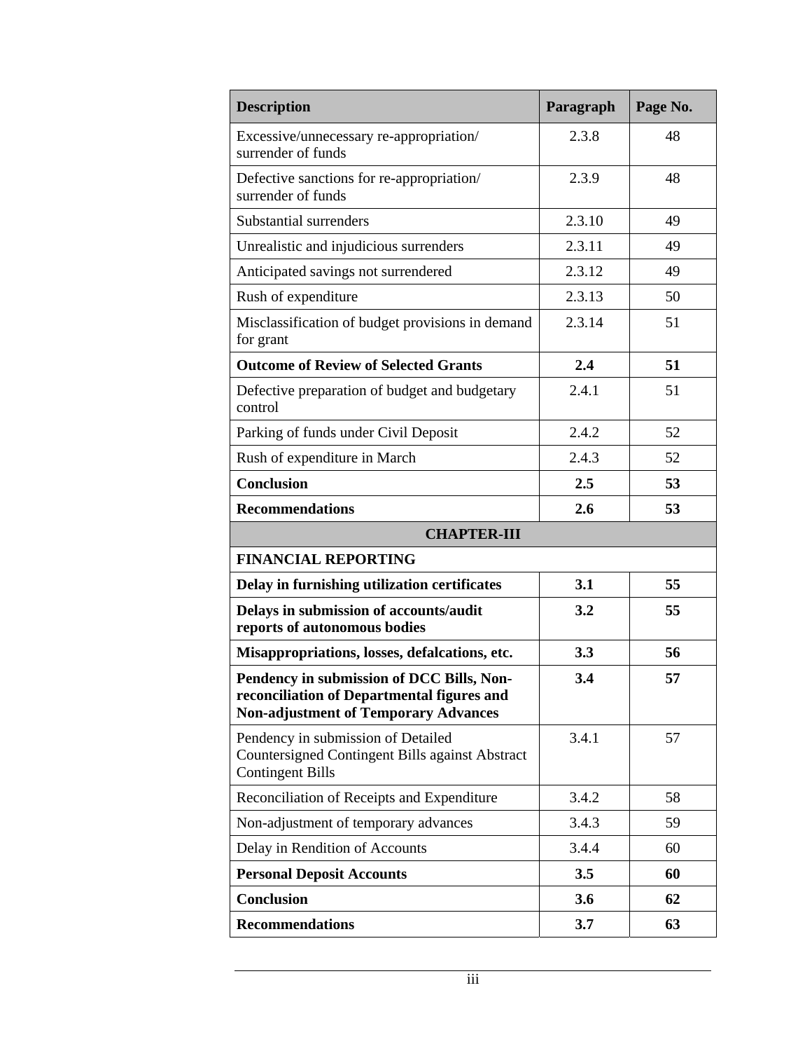| Description | Paragraph | Page No. |
|---|---|---|
| Excessive/unnecessary re-appropriation/ surrender of funds | 2.3.8 | 48 |
| Defective sanctions for re-appropriation/ surrender of funds | 2.3.9 | 48 |
| Substantial surrenders | 2.3.10 | 49 |
| Unrealistic and injudicious surrenders | 2.3.11 | 49 |
| Anticipated savings not surrendered | 2.3.12 | 49 |
| Rush of expenditure | 2.3.13 | 50 |
| Misclassification of budget provisions in demand for grant | 2.3.14 | 51 |
| **Outcome of Review of Selected Grants** | **2.4** | **51** |
| Defective preparation of budget and budgetary control | 2.4.1 | 51 |
| Parking of funds under Civil Deposit | 2.4.2 | 52 |
| Rush of expenditure in March | 2.4.3 | 52 |
| **Conclusion** | **2.5** | **53** |
| **Recommendations** | **2.6** | **53** |
| **CHAPTER-III** | | |
| **FINANCIAL REPORTING** | | |
| **Delay in furnishing utilization certificates** | **3.1** | **55** |
| **Delays in submission of accounts/audit reports of autonomous bodies** | **3.2** | **55** |
| **Misappropriations, losses, defalcations, etc.** | **3.3** | **56** |
| **Pendency in submission of DCC Bills, Non-reconciliation of Departmental figures and Non-adjustment of Temporary Advances** | **3.4** | **57** |
| Pendency in submission of Detailed Countersigned Contingent Bills against Abstract Contingent Bills | 3.4.1 | 57 |
| Reconciliation of Receipts and Expenditure | 3.4.2 | 58 |
| Non-adjustment of temporary advances | 3.4.3 | 59 |
| Delay in Rendition of Accounts | 3.4.4 | 60 |
| **Personal Deposit Accounts** | **3.5** | **60** |
| **Conclusion** | **3.6** | **62** |
| **Recommendations** | **3.7** | **63** |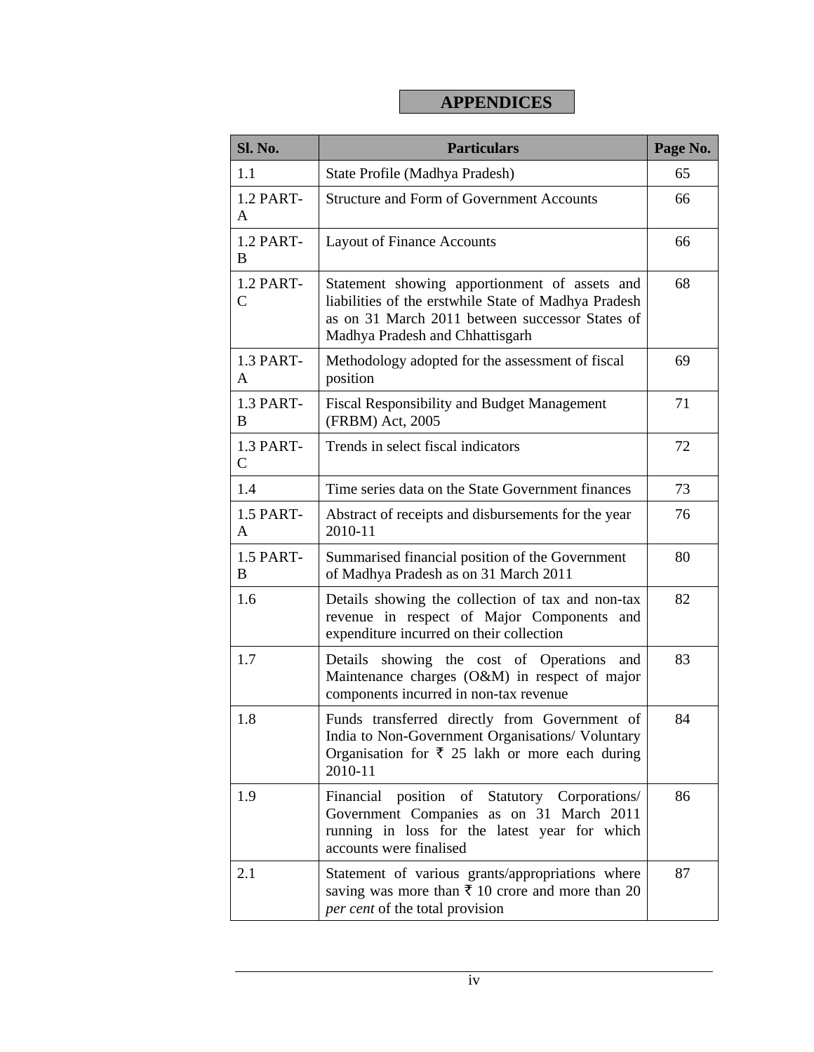# APPENDICES

| Sl. No. | Particulars | Page No. |
|---|---|---|
| 1.1 | State Profile (Madhya Pradesh) | 65 |
| 1.2 PART-A | Structure and Form of Government Accounts | 66 |
| 1.2 PART-B | Layout of Finance Accounts | 66 |
| 1.2 PART-C | Statement showing apportionment of assets and liabilities of the erstwhile State of Madhya Pradesh as on 31 March 2011 between successor States of Madhya Pradesh and Chhattisgarh | 68 |
| 1.3 PART-A | Methodology adopted for the assessment of fiscal position | 69 |
| 1.3 PART-B | Fiscal Responsibility and Budget Management (FRBM) Act, 2005 | 71 |
| 1.3 PART-C | Trends in select fiscal indicators | 72 |
| 1.4 | Time series data on the State Government finances | 73 |
| 1.5 PART-A | Abstract of receipts and disbursements for the year 2010-11 | 76 |
| 1.5 PART-B | Summarised financial position of the Government of Madhya Pradesh as on 31 March 2011 | 80 |
| 1.6 | Details showing the collection of tax and non-tax revenue in respect of Major Components and expenditure incurred on their collection | 82 |
| 1.7 | Details showing the cost of Operations and Maintenance charges (O&M) in respect of major components incurred in non-tax revenue | 83 |
| 1.8 | Funds transferred directly from Government of India to Non-Government Organisations/ Voluntary Organisation for ₹ 25 lakh or more each during 2010-11 | 84 |
| 1.9 | Financial position of Statutory Corporations/ Government Companies as on 31 March 2011 running in loss for the latest year for which accounts were finalised | 86 |
| 2.1 | Statement of various grants/appropriations where saving was more than ₹ 10 crore and more than 20 *per cent* of the total provision | 87 |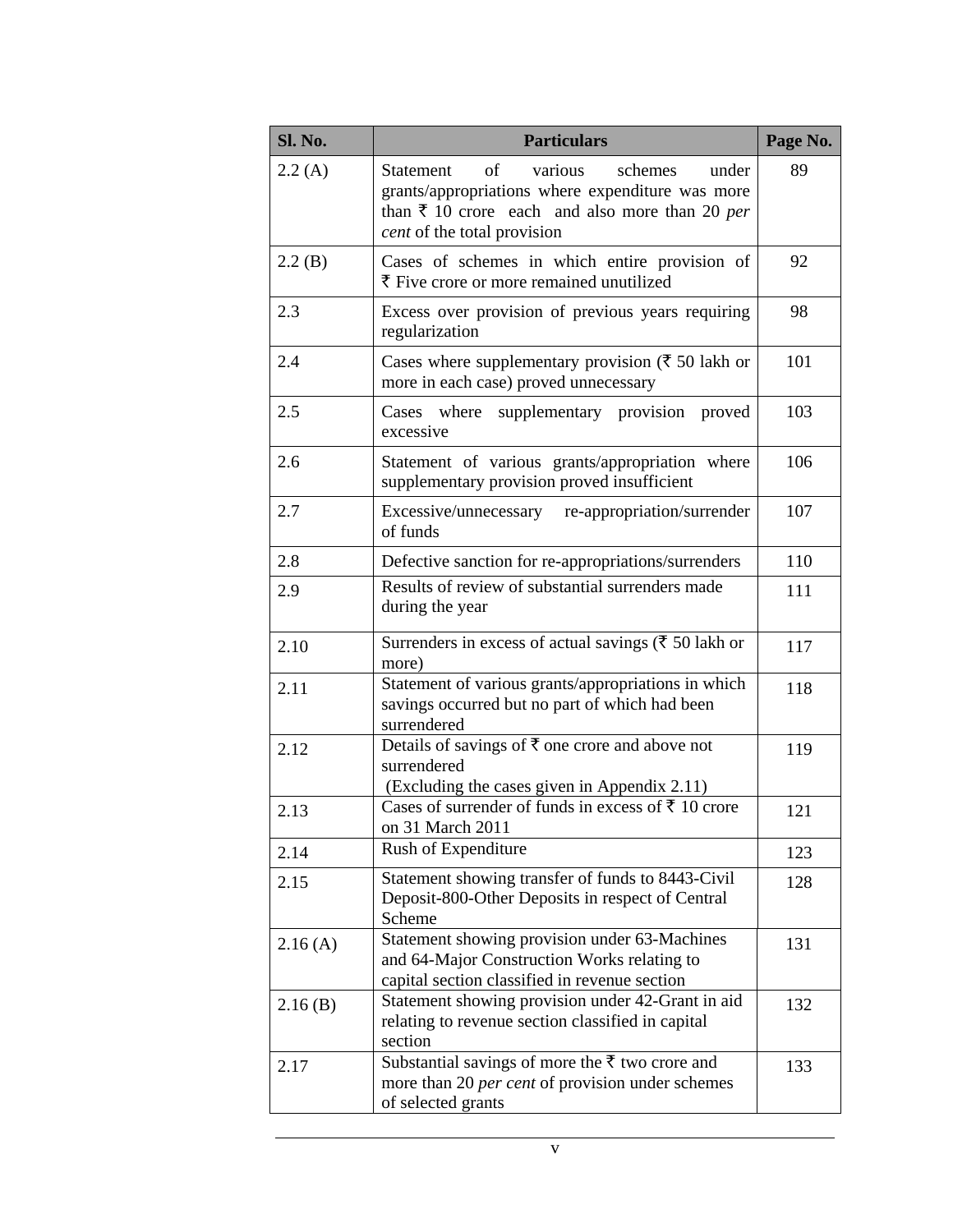| Sl. No. | Particulars | Page No. |
|---|---|---|
| 2.2 (A) | Statement of various schemes under grants/appropriations where expenditure was more than ₹ 10 crore each and also more than 20 *per cent* of the total provision | 89 |
| 2.2 (B) | Cases of schemes in which entire provision of ₹ Five crore or more remained unutilized | 92 |
| 2.3 | Excess over provision of previous years requiring regularization | 98 |
| 2.4 | Cases where supplementary provision (₹ 50 lakh or more in each case) proved unnecessary | 101 |
| 2.5 | Cases where supplementary provision proved excessive | 103 |
| 2.6 | Statement of various grants/appropriation where supplementary provision proved insufficient | 106 |
| 2.7 | Excessive/unnecessary re-appropriation/surrender of funds | 107 |
| 2.8 | Defective sanction for re-appropriations/surrenders | 110 |
| 2.9 | Results of review of substantial surrenders made during the year | 111 |
| 2.10 | Surrenders in excess of actual savings (₹ 50 lakh or more) | 117 |
| 2.11 | Statement of various grants/appropriations in which savings occurred but no part of which had been surrendered | 118 |
| 2.12 | Details of savings of ₹ one crore and above not surrendered (Excluding the cases given in Appendix 2.11) | 119 |
| 2.13 | Cases of surrender of funds in excess of ₹ 10 crore on 31 March 2011 | 121 |
| 2.14 | Rush of Expenditure | 123 |
| 2.15 | Statement showing transfer of funds to 8443-Civil Deposit-800-Other Deposits in respect of Central Scheme | 128 |
| 2.16 (A) | Statement showing provision under 63-Machines and 64-Major Construction Works relating to capital section classified in revenue section | 131 |
| 2.16 (B) | Statement showing provision under 42-Grant in aid relating to revenue section classified in capital section | 132 |
| 2.17 | Substantial savings of more the ₹ two crore and more than 20 *per cent* of provision under schemes of selected grants | 133 |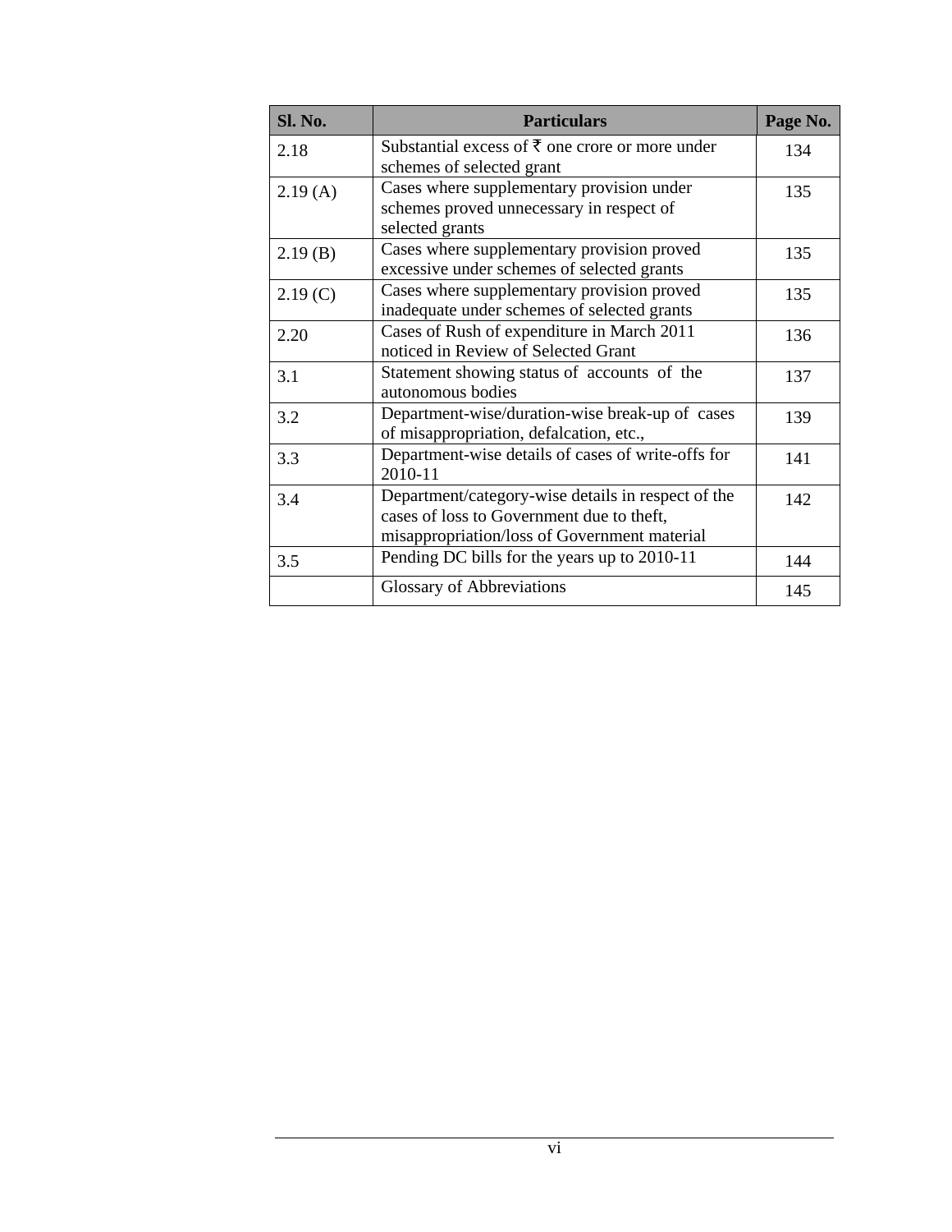| Sl. No. | Particulars | Page No. |
|---|---|---|
| 2.18 | Substantial excess of ₹ one crore or more under schemes of selected grant | 134 |
| 2.19 (A) | Cases where supplementary provision under schemes proved unnecessary in respect of selected grants | 135 |
| 2.19 (B) | Cases where supplementary provision proved excessive under schemes of selected grants | 135 |
| 2.19 (C) | Cases where supplementary provision proved inadequate under schemes of selected grants | 135 |
| 2.20 | Cases of Rush of expenditure in March 2011 noticed in Review of Selected Grant | 136 |
| 3.1 | Statement showing status of accounts of the autonomous bodies | 137 |
| 3.2 | Department-wise/duration-wise break-up of cases of misappropriation, defalcation, etc., | 139 |
| 3.3 | Department-wise details of cases of write-offs for 2010-11 | 141 |
| 3.4 | Department/category-wise details in respect of the cases of loss to Government due to theft, misappropriation/loss of Government material | 142 |
| 3.5 | Pending DC bills for the years up to 2010-11 | 144 |
| | Glossary of Abbreviations | 145 |